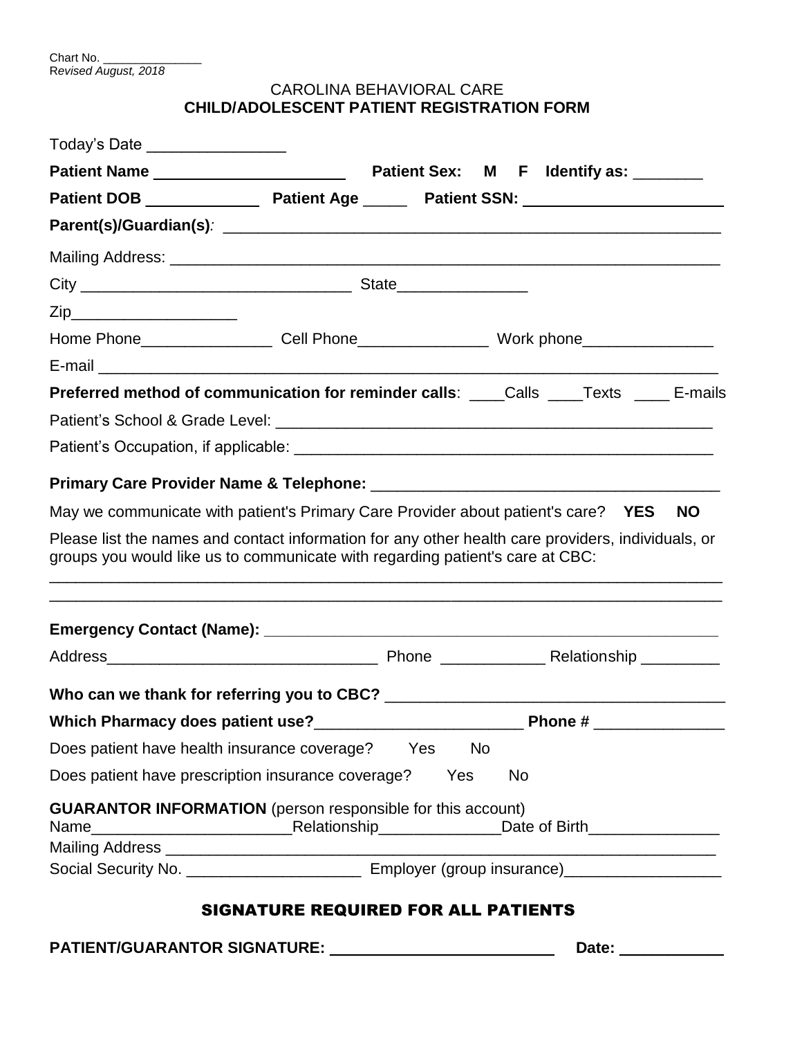Chart No. _______________
*Revised August, 2018*

CAROLINA BEHAVIORAL CARE
**CHILD/ADOLESCENT PATIENT REGISTRATION FORM**

Today's Date ________________

**Patient Name** ______________________ **Patient Sex: M F Identify as:** ________

**Patient DOB** ______________ **Patient Age** _____ **Patient SSN:** _______________________

**Parent(s)/Guardian(s)***:* ___________________________________________________________

Mailing Address: _________________________________________________________________

City _______________________________ State_______________

Zip___________________

Home Phone_______________ Cell Phone_______________ Work phone_______________

E-mail _________________________________________________________________________

**Preferred method of communication for reminder calls**: ____Calls ____Texts ____ E-mails

Patient's School & Grade Level: __________________________________________________

Patient's Occupation, if applicable: ________________________________________________

**Primary Care Provider Name & Telephone:** _______________________________________

May we communicate with patient's Primary Care Provider about patient's care? **YES NO**

Please list the names and contact information for any other health care providers, individuals, or groups you would like us to communicate with regarding patient's care at CBC:

_______________________________________________________________________________

_______________________________________________________________________________

**Emergency Contact (Name):** _____________________________________________________

Address_______________________________ Phone ____________ Relationship _________

**Who can we thank for referring you to CBC?** ______________________________________

**Which Pharmacy does patient use?**________________________ **Phone #** _______________

Does patient have health insurance coverage? Yes No

Does patient have prescription insurance coverage? Yes No

**GUARANTOR INFORMATION** (person responsible for this account)
Name_______________________Relationship______________Date of Birth_______________
Mailing Address ___________________________________________________________________
Social Security No. ____________________ Employer (group insurance)_________________

## SIGNATURE REQUIRED FOR ALL PATIENTS

**PATIENT/GUARANTOR SIGNATURE:** __________________________ **Date:** ____________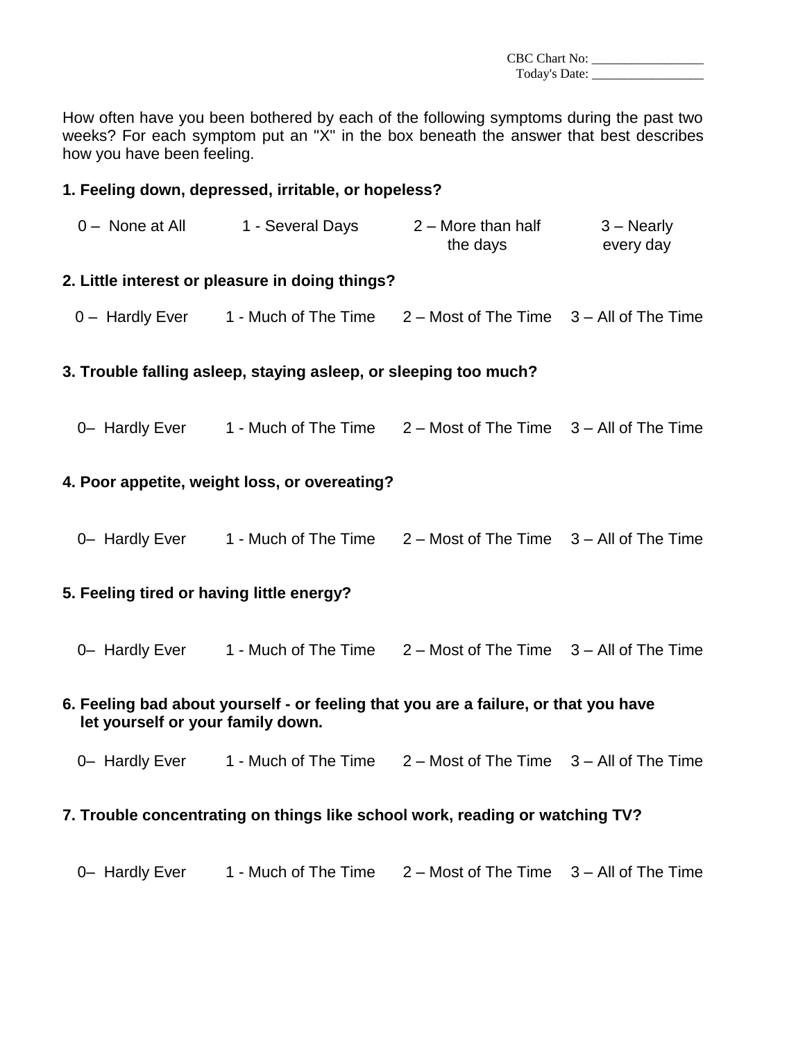CBC Chart No: ________________
Today's Date: ________________

How often have you been bothered by each of the following symptoms during the past two weeks? For each symptom put an "X" in the box beneath the answer that best describes how you have been feeling.

**1. Feeling down, depressed, irritable, or hopeless?**

| 0 – None at All | 1 - Several Days | 2 – More than half the days | 3 – Nearly every day |
|---|---|---|---|

**2. Little interest or pleasure in doing things?**

| 0 – Hardly Ever | 1 - Much of The Time | 2 – Most of The Time | 3 – All of The Time |
|---|---|---|---|

**3. Trouble falling asleep, staying asleep, or sleeping too much?**

| 0– Hardly Ever | 1 - Much of The Time | 2 – Most of The Time | 3 – All of The Time |
|---|---|---|---|

**4. Poor appetite, weight loss, or overeating?**

| 0– Hardly Ever | 1 - Much of The Time | 2 – Most of The Time | 3 – All of The Time |
|---|---|---|---|

**5. Feeling tired or having little energy?**

| 0– Hardly Ever | 1 - Much of The Time | 2 – Most of The Time | 3 – All of The Time |
|---|---|---|---|

**6. Feeling bad about yourself - or feeling that you are a failure, or that you have let yourself or your family down.**

| 0– Hardly Ever | 1 - Much of The Time | 2 – Most of The Time | 3 – All of The Time |
|---|---|---|---|

**7. Trouble concentrating on things like school work, reading or watching TV?**

| 0– Hardly Ever | 1 - Much of The Time | 2 – Most of The Time | 3 – All of The Time |
|---|---|---|---|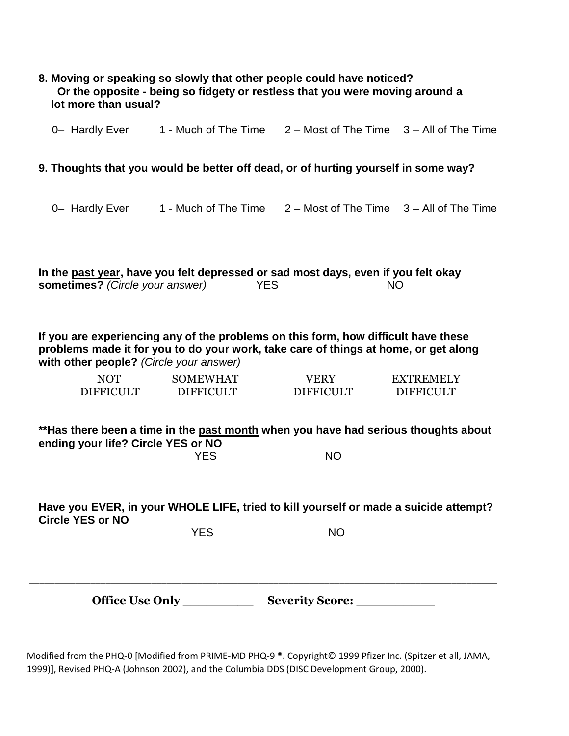**8. Moving or speaking so slowly that other people could have noticed? Or the opposite - being so fidgety or restless that you were moving around a lot more than usual?**

0– Hardly Ever 1 - Much of The Time 2 – Most of The Time 3 – All of The Time

**9. Thoughts that you would be better off dead, or of hurting yourself in some way?**

0– Hardly Ever 1 - Much of The Time 2 – Most of The Time 3 – All of The Time

**In the past year, have you felt depressed or sad most days, even if you felt okay sometimes?** *(Circle your answer)* YES NO

**If you are experiencing any of the problems on this form, how difficult have these problems made it for you to do your work, take care of things at home, or get along with other people?** *(Circle your answer)*

| NOT DIFFICULT | SOMEWHAT DIFFICULT | VERY DIFFICULT | EXTREMELY DIFFICULT |
|---|---|---|---|

**\*\*Has there been a time in the past month when you have had serious thoughts about ending your life? Circle YES or NO**

YES NO

**Have you EVER, in your WHOLE LIFE, tried to kill yourself or made a suicide attempt? Circle YES or NO**

YES NO

---

**Office Use Only __________ Severity Score: ___________**

Modified from the PHQ-0 [Modified from PRIME-MD PHQ-9 ®. Copyright© 1999 Pfizer Inc. (Spitzer et all, JAMA, 1999)], Revised PHQ-A (Johnson 2002), and the Columbia DDS (DISC Development Group, 2000).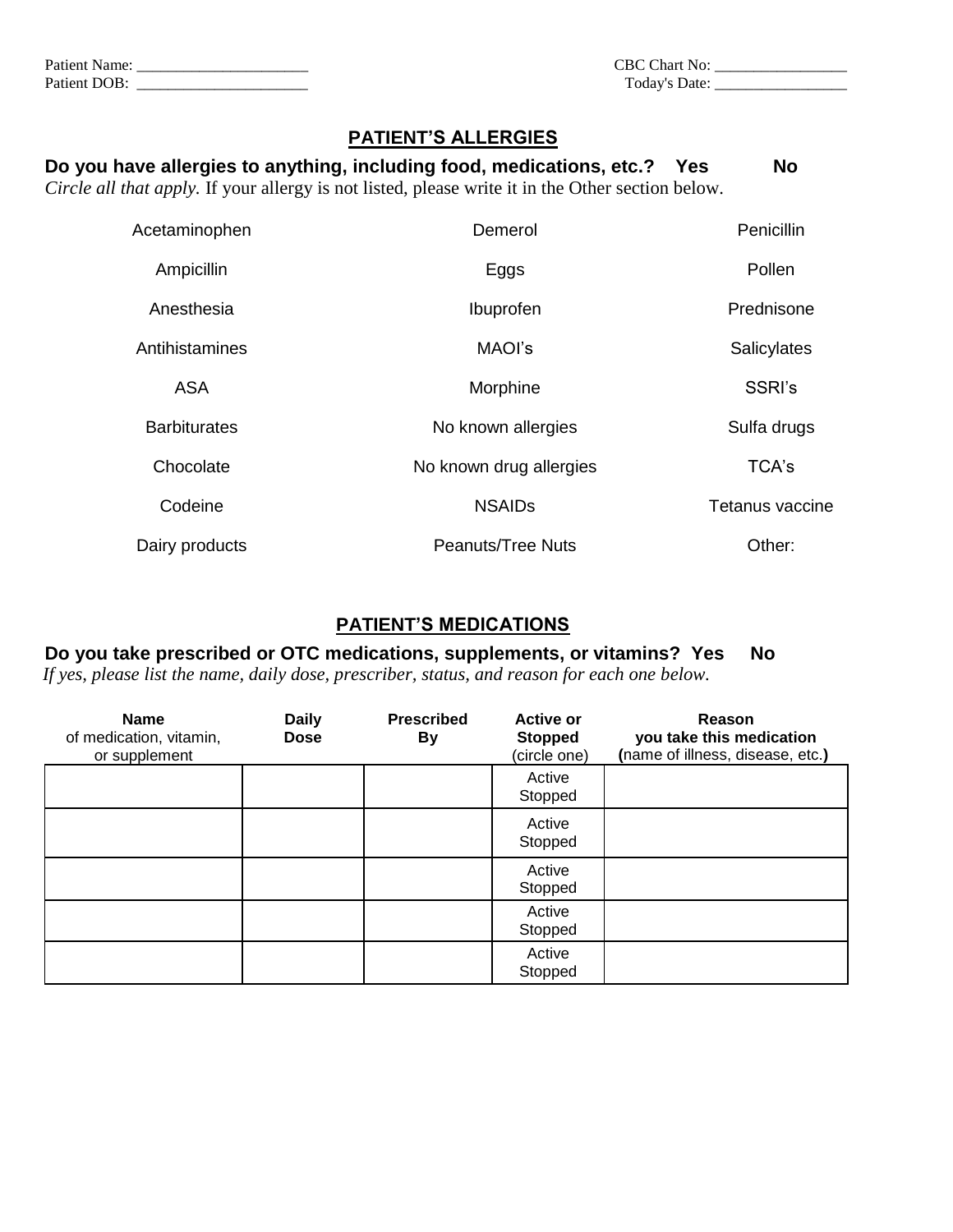Patient Name: ______________________  CBC Chart No: _________________
Patient DOB: ______________________  Today's Date: _________________

## PATIENT'S ALLERGIES

**Do you have allergies to anything, including food, medications, etc.? Yes No**

*Circle all that apply.* If your allergy is not listed, please write it in the Other section below.

| | | |
|---|---|---|
| Acetaminophen | Demerol | Penicillin |
| Ampicillin | Eggs | Pollen |
| Anesthesia | Ibuprofen | Prednisone |
| Antihistamines | MAOI's | Salicylates |
| ASA | Morphine | SSRI's |
| Barbiturates | No known allergies | Sulfa drugs |
| Chocolate | No known drug allergies | TCA's |
| Codeine | NSAIDs | Tetanus vaccine |
| Dairy products | Peanuts/Tree Nuts | Other: |

## PATIENT'S MEDICATIONS

**Do you take prescribed or OTC medications, supplements, or vitamins? Yes No**

*If yes, please list the name, daily dose, prescriber, status, and reason for each one below.*

| **Name** of medication, vitamin, or supplement | **Daily Dose** | **Prescribed By** | **Active or Stopped** (circle one) | **Reason you take this medication** (name of illness, disease, etc.) |
|---|---|---|---|---|
| | | | Active Stopped | |
| | | | Active Stopped | |
| | | | Active Stopped | |
| | | | Active Stopped | |
| | | | Active Stopped | |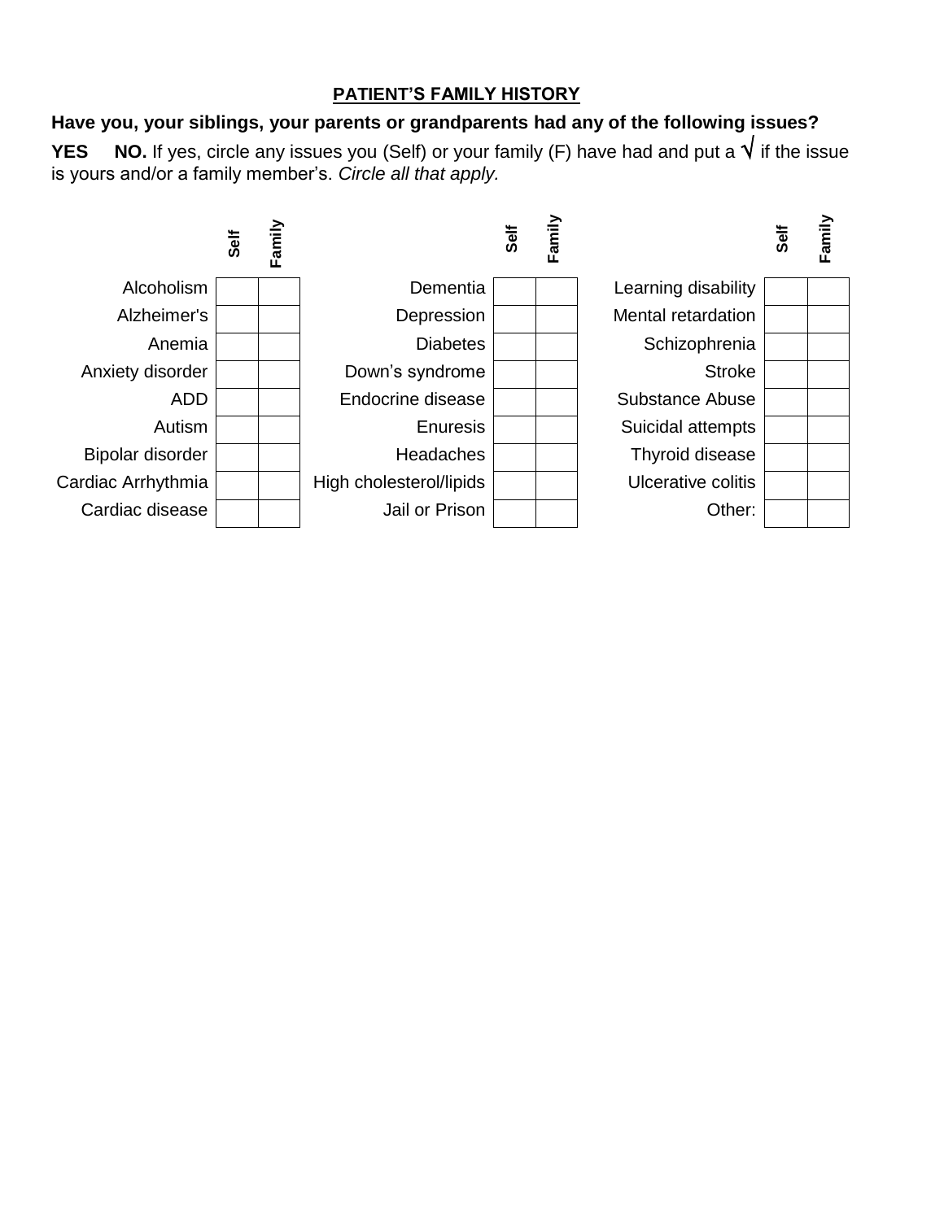**PATIENT'S FAMILY HISTORY**

**Have you, your siblings, your parents or grandparents had any of the following issues?**

**YES NO.** If yes, circle any issues you (Self) or your family (F) have had and put a √ if the issue is yours and/or a family member's. *Circle all that apply.*

| | Self | Family | | Self | Family | | Self | Family |
|---|---|---|---|---|---|---|---|---|
| Alcoholism | | | Dementia | | | Learning disability | | |
| Alzheimer's | | | Depression | | | Mental retardation | | |
| Anemia | | | Diabetes | | | Schizophrenia | | |
| Anxiety disorder | | | Down's syndrome | | | Stroke | | |
| ADD | | | Endocrine disease | | | Substance Abuse | | |
| Autism | | | Enuresis | | | Suicidal attempts | | |
| Bipolar disorder | | | Headaches | | | Thyroid disease | | |
| Cardiac Arrhythmia | | | High cholesterol/lipids | | | Ulcerative colitis | | |
| Cardiac disease | | | Jail or Prison | | | Other: | | |